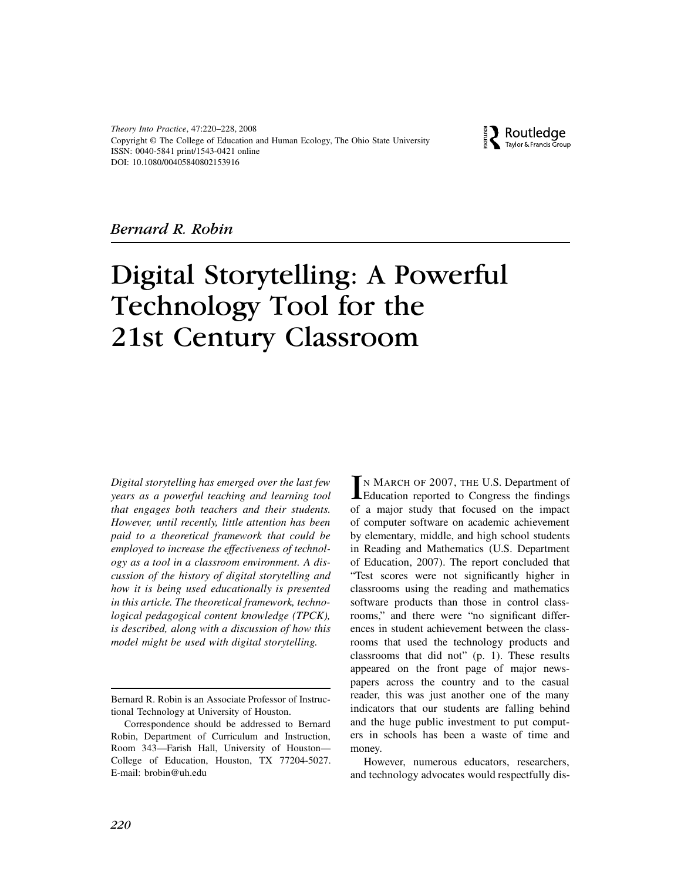*Theory Into Practice*, 47:220–228, 2008
Copyright © The College of Education and Human Ecology, The Ohio State University
ISSN: 0040-5841 print/1543-0421 online
DOI: 10.1080/00405840802153916

*Bernard R. Robin*

# Digital Storytelling: A Powerful Technology Tool for the 21st Century Classroom

*Digital storytelling has emerged over the last few years as a powerful teaching and learning tool that engages both teachers and their students. However, until recently, little attention has been paid to a theoretical framework that could be employed to increase the effectiveness of technology as a tool in a classroom environment. A discussion of the history of digital storytelling and how it is being used educationally is presented in this article. The theoretical framework, technological pedagogical content knowledge (TPCK), is described, along with a discussion of how this model might be used with digital storytelling.*

Bernard R. Robin is an Associate Professor of Instructional Technology at University of Houston.

Correspondence should be addressed to Bernard Robin, Department of Curriculum and Instruction, Room 343—Farish Hall, University of Houston—College of Education, Houston, TX 77204-5027. E-mail: brobin@uh.edu

IN MARCH OF 2007, THE U.S. Department of Education reported to Congress the findings of a major study that focused on the impact of computer software on academic achievement by elementary, middle, and high school students in Reading and Mathematics (U.S. Department of Education, 2007). The report concluded that "Test scores were not significantly higher in classrooms using the reading and mathematics software products than those in control classrooms," and there were "no significant differences in student achievement between the classrooms that used the technology products and classrooms that did not" (p. 1). These results appeared on the front page of major newspapers across the country and to the casual reader, this was just another one of the many indicators that our students are falling behind and the huge public investment to put computers in schools has been a waste of time and money.

However, numerous educators, researchers, and technology advocates would respectfully dis-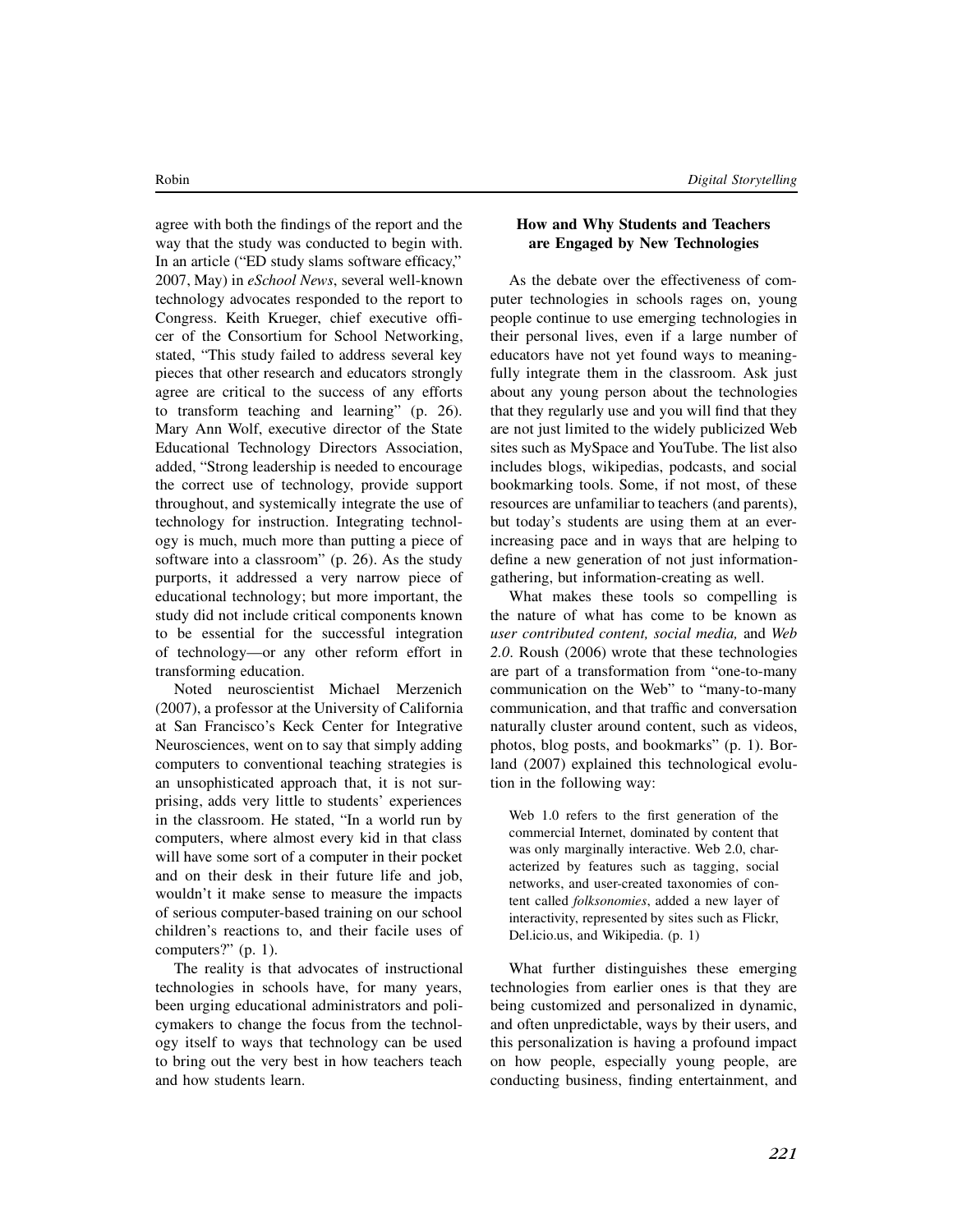agree with both the findings of the report and the way that the study was conducted to begin with. In an article ("ED study slams software efficacy," 2007, May) in *eSchool News*, several well-known technology advocates responded to the report to Congress. Keith Krueger, chief executive officer of the Consortium for School Networking, stated, "This study failed to address several key pieces that other research and educators strongly agree are critical to the success of any efforts to transform teaching and learning" (p. 26). Mary Ann Wolf, executive director of the State Educational Technology Directors Association, added, "Strong leadership is needed to encourage the correct use of technology, provide support throughout, and systemically integrate the use of technology for instruction. Integrating technology is much, much more than putting a piece of software into a classroom" (p. 26). As the study purports, it addressed a very narrow piece of educational technology; but more important, the study did not include critical components known to be essential for the successful integration of technology—or any other reform effort in transforming education.

Noted neuroscientist Michael Merzenich (2007), a professor at the University of California at San Francisco's Keck Center for Integrative Neurosciences, went on to say that simply adding computers to conventional teaching strategies is an unsophisticated approach that, it is not surprising, adds very little to students' experiences in the classroom. He stated, "In a world run by computers, where almost every kid in that class will have some sort of a computer in their pocket and on their desk in their future life and job, wouldn't it make sense to measure the impacts of serious computer-based training on our school children's reactions to, and their facile uses of computers?" (p. 1).

The reality is that advocates of instructional technologies in schools have, for many years, been urging educational administrators and policymakers to change the focus from the technology itself to ways that technology can be used to bring out the very best in how teachers teach and how students learn.

## How and Why Students and Teachers are Engaged by New Technologies

As the debate over the effectiveness of computer technologies in schools rages on, young people continue to use emerging technologies in their personal lives, even if a large number of educators have not yet found ways to meaningfully integrate them in the classroom. Ask just about any young person about the technologies that they regularly use and you will find that they are not just limited to the widely publicized Web sites such as MySpace and YouTube. The list also includes blogs, wikipedias, podcasts, and social bookmarking tools. Some, if not most, of these resources are unfamiliar to teachers (and parents), but today's students are using them at an ever-increasing pace and in ways that are helping to define a new generation of not just information-gathering, but information-creating as well.

What makes these tools so compelling is the nature of what has come to be known as *user contributed content, social media,* and *Web 2.0*. Roush (2006) wrote that these technologies are part of a transformation from "one-to-many communication on the Web" to "many-to-many communication, and that traffic and conversation naturally cluster around content, such as videos, photos, blog posts, and bookmarks" (p. 1). Borland (2007) explained this technological evolution in the following way:

> Web 1.0 refers to the first generation of the commercial Internet, dominated by content that was only marginally interactive. Web 2.0, characterized by features such as tagging, social networks, and user-created taxonomies of content called *folksonomies*, added a new layer of interactivity, represented by sites such as Flickr, Del.icio.us, and Wikipedia. (p. 1)

What further distinguishes these emerging technologies from earlier ones is that they are being customized and personalized in dynamic, and often unpredictable, ways by their users, and this personalization is having a profound impact on how people, especially young people, are conducting business, finding entertainment, and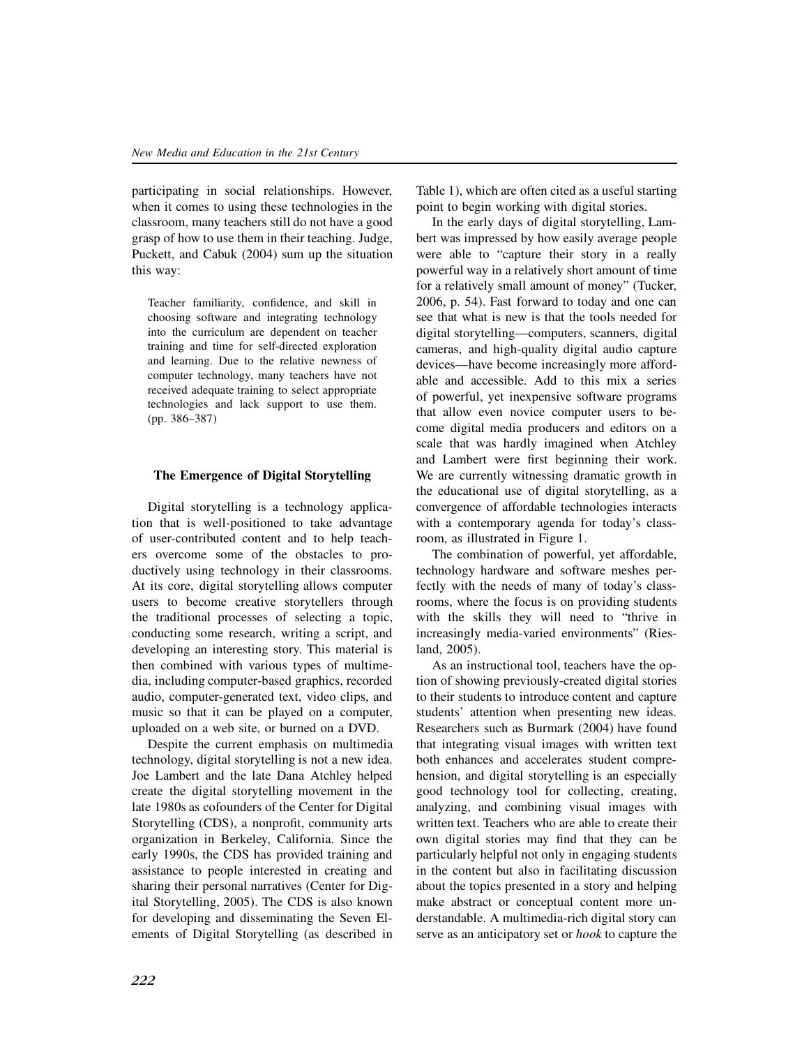participating in social relationships. However, when it comes to using these technologies in the classroom, many teachers still do not have a good grasp of how to use them in their teaching. Judge, Puckett, and Cabuk (2004) sum up the situation this way:

> Teacher familiarity, confidence, and skill in choosing software and integrating technology into the curriculum are dependent on teacher training and time for self-directed exploration and learning. Due to the relative newness of computer technology, many teachers have not received adequate training to select appropriate technologies and lack support to use them. (pp. 386–387)

### The Emergence of Digital Storytelling

Digital storytelling is a technology application that is well-positioned to take advantage of user-contributed content and to help teachers overcome some of the obstacles to productively using technology in their classrooms. At its core, digital storytelling allows computer users to become creative storytellers through the traditional processes of selecting a topic, conducting some research, writing a script, and developing an interesting story. This material is then combined with various types of multimedia, including computer-based graphics, recorded audio, computer-generated text, video clips, and music so that it can be played on a computer, uploaded on a web site, or burned on a DVD.

Despite the current emphasis on multimedia technology, digital storytelling is not a new idea. Joe Lambert and the late Dana Atchley helped create the digital storytelling movement in the late 1980s as cofounders of the Center for Digital Storytelling (CDS), a nonprofit, community arts organization in Berkeley, California. Since the early 1990s, the CDS has provided training and assistance to people interested in creating and sharing their personal narratives (Center for Digital Storytelling, 2005). The CDS is also known for developing and disseminating the Seven Elements of Digital Storytelling (as described in Table 1), which are often cited as a useful starting point to begin working with digital stories.

In the early days of digital storytelling, Lambert was impressed by how easily average people were able to "capture their story in a really powerful way in a relatively short amount of time for a relatively small amount of money" (Tucker, 2006, p. 54). Fast forward to today and one can see that what is new is that the tools needed for digital storytelling—computers, scanners, digital cameras, and high-quality digital audio capture devices—have become increasingly more affordable and accessible. Add to this mix a series of powerful, yet inexpensive software programs that allow even novice computer users to become digital media producers and editors on a scale that was hardly imagined when Atchley and Lambert were first beginning their work. We are currently witnessing dramatic growth in the educational use of digital storytelling, as a convergence of affordable technologies interacts with a contemporary agenda for today's classroom, as illustrated in Figure 1.

The combination of powerful, yet affordable, technology hardware and software meshes perfectly with the needs of many of today's classrooms, where the focus is on providing students with the skills they will need to "thrive in increasingly media-varied environments" (Riesland, 2005).

As an instructional tool, teachers have the option of showing previously-created digital stories to their students to introduce content and capture students' attention when presenting new ideas. Researchers such as Burmark (2004) have found that integrating visual images with written text both enhances and accelerates student comprehension, and digital storytelling is an especially good technology tool for collecting, creating, analyzing, and combining visual images with written text. Teachers who are able to create their own digital stories may find that they can be particularly helpful not only in engaging students in the content but also in facilitating discussion about the topics presented in a story and helping make abstract or conceptual content more understandable. A multimedia-rich digital story can serve as an anticipatory set or *hook* to capture the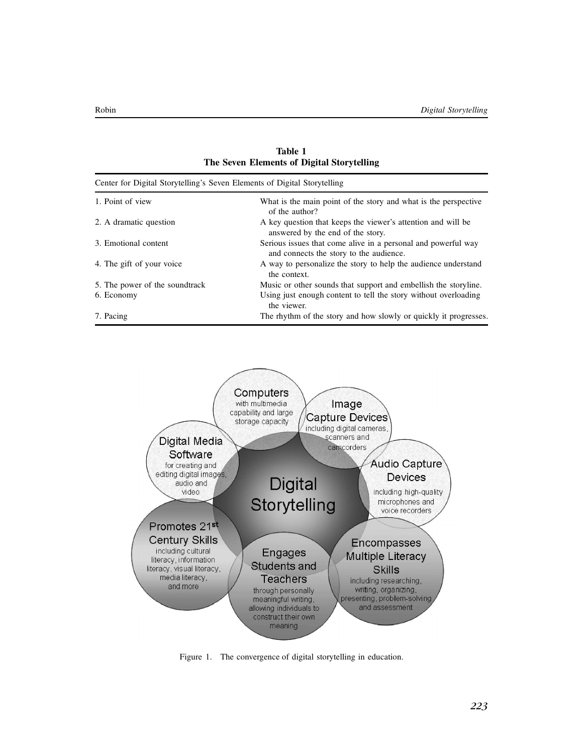**Table 1**
**The Seven Elements of Digital Storytelling**

| Center for Digital Storytelling's Seven Elements of Digital Storytelling | |
|---|---|
| 1. Point of view | What is the main point of the story and what is the perspective of the author? |
| 2. A dramatic question | A key question that keeps the viewer's attention and will be answered by the end of the story. |
| 3. Emotional content | Serious issues that come alive in a personal and powerful way and connects the story to the audience. |
| 4. The gift of your voice | A way to personalize the story to help the audience understand the context. |
| 5. The power of the soundtrack | Music or other sounds that support and embellish the storyline. |
| 6. Economy | Using just enough content to tell the story without overloading the viewer. |
| 7. Pacing | The rhythm of the story and how slowly or quickly it progresses. |

Figure 1. The convergence of digital storytelling in education.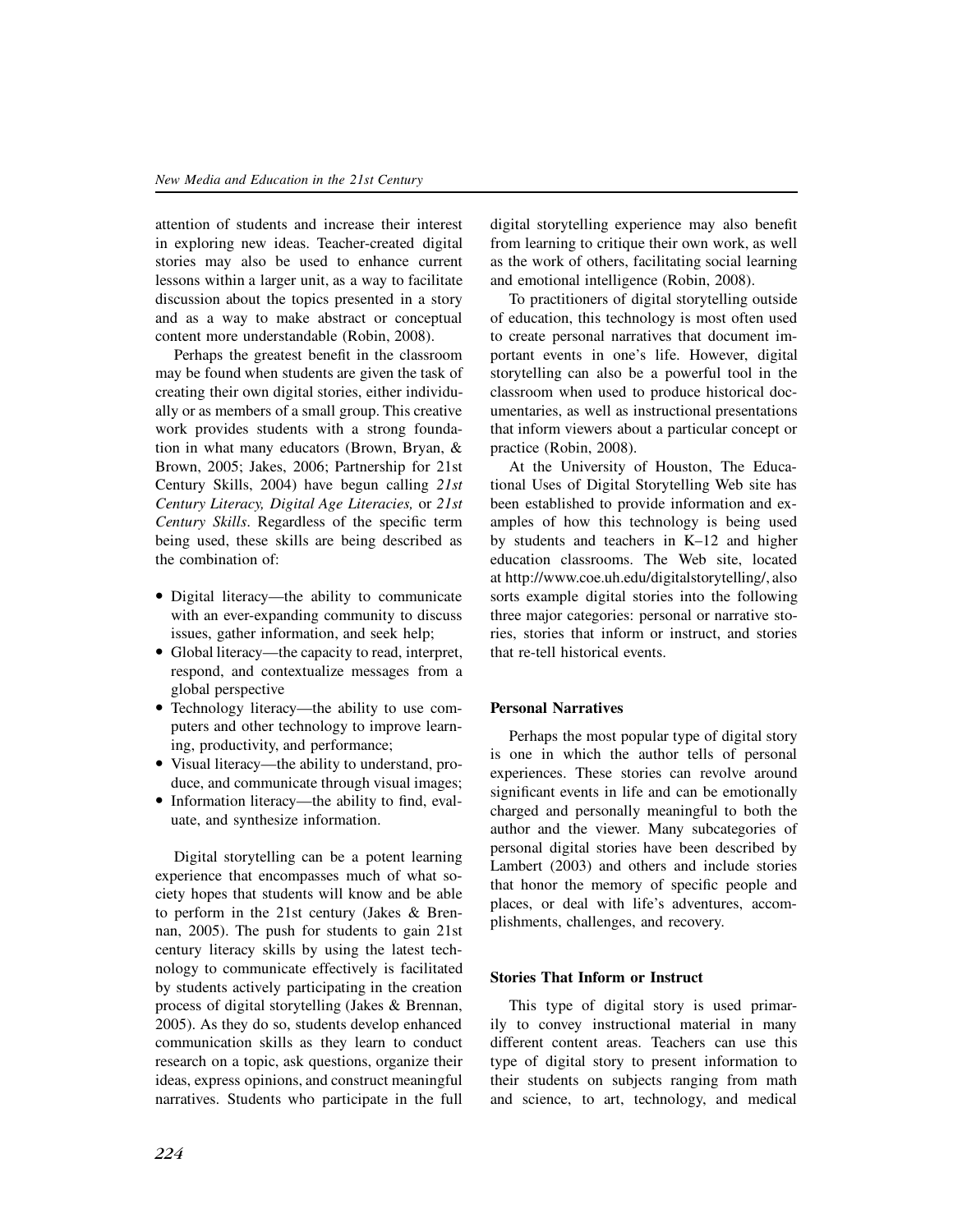attention of students and increase their interest in exploring new ideas. Teacher-created digital stories may also be used to enhance current lessons within a larger unit, as a way to facilitate discussion about the topics presented in a story and as a way to make abstract or conceptual content more understandable (Robin, 2008).

Perhaps the greatest benefit in the classroom may be found when students are given the task of creating their own digital stories, either individually or as members of a small group. This creative work provides students with a strong foundation in what many educators (Brown, Bryan, & Brown, 2005; Jakes, 2006; Partnership for 21st Century Skills, 2004) have begun calling *21st Century Literacy, Digital Age Literacies,* or *21st Century Skills*. Regardless of the specific term being used, these skills are being described as the combination of:

- Digital literacy—the ability to communicate with an ever-expanding community to discuss issues, gather information, and seek help;
- Global literacy—the capacity to read, interpret, respond, and contextualize messages from a global perspective
- Technology literacy—the ability to use computers and other technology to improve learning, productivity, and performance;
- Visual literacy—the ability to understand, produce, and communicate through visual images;
- Information literacy—the ability to find, evaluate, and synthesize information.

Digital storytelling can be a potent learning experience that encompasses much of what society hopes that students will know and be able to perform in the 21st century (Jakes & Brennan, 2005). The push for students to gain 21st century literacy skills by using the latest technology to communicate effectively is facilitated by students actively participating in the creation process of digital storytelling (Jakes & Brennan, 2005). As they do so, students develop enhanced communication skills as they learn to conduct research on a topic, ask questions, organize their ideas, express opinions, and construct meaningful narratives. Students who participate in the full digital storytelling experience may also benefit from learning to critique their own work, as well as the work of others, facilitating social learning and emotional intelligence (Robin, 2008).

To practitioners of digital storytelling outside of education, this technology is most often used to create personal narratives that document important events in one's life. However, digital storytelling can also be a powerful tool in the classroom when used to produce historical documentaries, as well as instructional presentations that inform viewers about a particular concept or practice (Robin, 2008).

At the University of Houston, The Educational Uses of Digital Storytelling Web site has been established to provide information and examples of how this technology is being used by students and teachers in K–12 and higher education classrooms. The Web site, located at http://www.coe.uh.edu/digitalstorytelling/, also sorts example digital stories into the following three major categories: personal or narrative stories, stories that inform or instruct, and stories that re-tell historical events.

### Personal Narratives

Perhaps the most popular type of digital story is one in which the author tells of personal experiences. These stories can revolve around significant events in life and can be emotionally charged and personally meaningful to both the author and the viewer. Many subcategories of personal digital stories have been described by Lambert (2003) and others and include stories that honor the memory of specific people and places, or deal with life's adventures, accomplishments, challenges, and recovery.

### Stories That Inform or Instruct

This type of digital story is used primarily to convey instructional material in many different content areas. Teachers can use this type of digital story to present information to their students on subjects ranging from math and science, to art, technology, and medical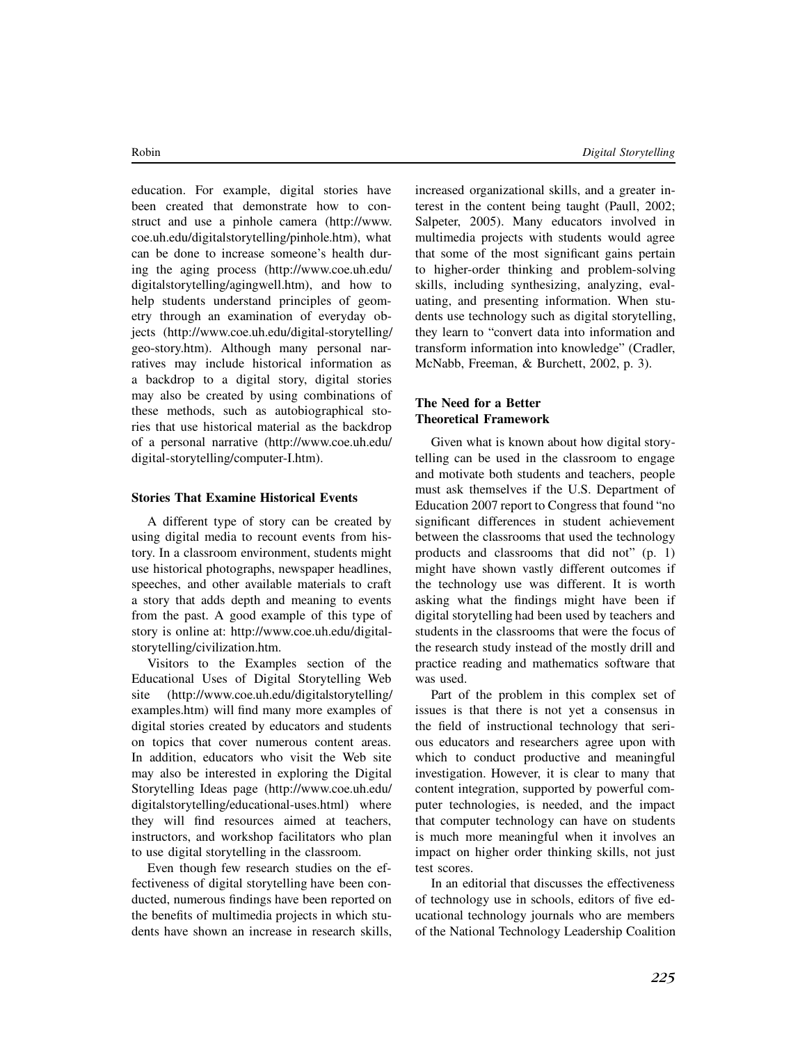education. For example, digital stories have been created that demonstrate how to construct and use a pinhole camera (http://www.coe.uh.edu/digitalstorytelling/pinhole.htm), what can be done to increase someone's health during the aging process (http://www.coe.uh.edu/digitalstorytelling/agingwell.htm), and how to help students understand principles of geometry through an examination of everyday objects (http://www.coe.uh.edu/digital-storytelling/geo-story.htm). Although many personal narratives may include historical information as a backdrop to a digital story, digital stories may also be created by using combinations of these methods, such as autobiographical stories that use historical material as the backdrop of a personal narrative (http://www.coe.uh.edu/digital-storytelling/computer-I.htm).

### Stories That Examine Historical Events

A different type of story can be created by using digital media to recount events from history. In a classroom environment, students might use historical photographs, newspaper headlines, speeches, and other available materials to craft a story that adds depth and meaning to events from the past. A good example of this type of story is online at: http://www.coe.uh.edu/digital-storytelling/civilization.htm.

Visitors to the Examples section of the Educational Uses of Digital Storytelling Web site (http://www.coe.uh.edu/digitalstorytelling/examples.htm) will find many more examples of digital stories created by educators and students on topics that cover numerous content areas. In addition, educators who visit the Web site may also be interested in exploring the Digital Storytelling Ideas page (http://www.coe.uh.edu/digitalstorytelling/educational-uses.html) where they will find resources aimed at teachers, instructors, and workshop facilitators who plan to use digital storytelling in the classroom.

Even though few research studies on the effectiveness of digital storytelling have been conducted, numerous findings have been reported on the benefits of multimedia projects in which students have shown an increase in research skills, increased organizational skills, and a greater interest in the content being taught (Paull, 2002; Salpeter, 2005). Many educators involved in multimedia projects with students would agree that some of the most significant gains pertain to higher-order thinking and problem-solving skills, including synthesizing, analyzing, evaluating, and presenting information. When students use technology such as digital storytelling, they learn to "convert data into information and transform information into knowledge" (Cradler, McNabb, Freeman, & Burchett, 2002, p. 3).

### The Need for a Better Theoretical Framework

Given what is known about how digital storytelling can be used in the classroom to engage and motivate both students and teachers, people must ask themselves if the U.S. Department of Education 2007 report to Congress that found "no significant differences in student achievement between the classrooms that used the technology products and classrooms that did not" (p. 1) might have shown vastly different outcomes if the technology use was different. It is worth asking what the findings might have been if digital storytelling had been used by teachers and students in the classrooms that were the focus of the research study instead of the mostly drill and practice reading and mathematics software that was used.

Part of the problem in this complex set of issues is that there is not yet a consensus in the field of instructional technology that serious educators and researchers agree upon with which to conduct productive and meaningful investigation. However, it is clear to many that content integration, supported by powerful computer technologies, is needed, and the impact that computer technology can have on students is much more meaningful when it involves an impact on higher order thinking skills, not just test scores.

In an editorial that discusses the effectiveness of technology use in schools, editors of five educational technology journals who are members of the National Technology Leadership Coalition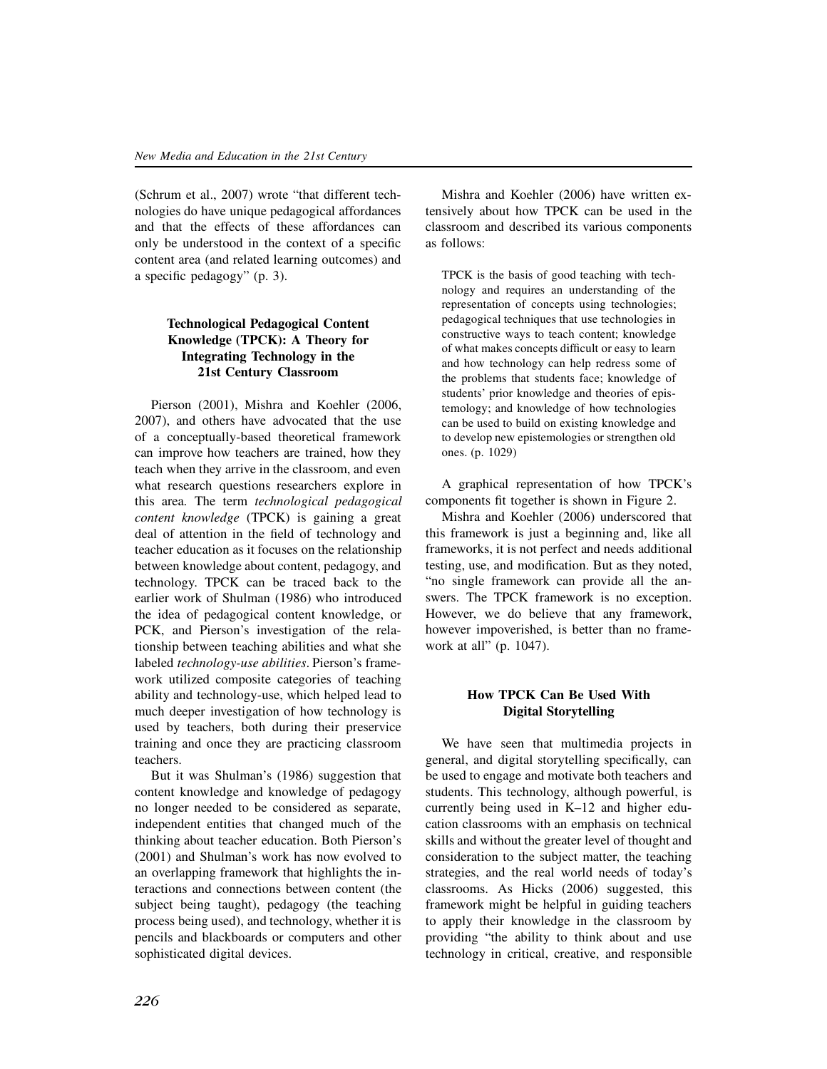(Schrum et al., 2007) wrote "that different technologies do have unique pedagogical affordances and that the effects of these affordances can only be understood in the context of a specific content area (and related learning outcomes) and a specific pedagogy" (p. 3).

### Technological Pedagogical Content Knowledge (TPCK): A Theory for Integrating Technology in the 21st Century Classroom

Pierson (2001), Mishra and Koehler (2006, 2007), and others have advocated that the use of a conceptually-based theoretical framework can improve how teachers are trained, how they teach when they arrive in the classroom, and even what research questions researchers explore in this area. The term *technological pedagogical content knowledge* (TPCK) is gaining a great deal of attention in the field of technology and teacher education as it focuses on the relationship between knowledge about content, pedagogy, and technology. TPCK can be traced back to the earlier work of Shulman (1986) who introduced the idea of pedagogical content knowledge, or PCK, and Pierson's investigation of the relationship between teaching abilities and what she labeled *technology-use abilities*. Pierson's framework utilized composite categories of teaching ability and technology-use, which helped lead to much deeper investigation of how technology is used by teachers, both during their preservice training and once they are practicing classroom teachers.

But it was Shulman's (1986) suggestion that content knowledge and knowledge of pedagogy no longer needed to be considered as separate, independent entities that changed much of the thinking about teacher education. Both Pierson's (2001) and Shulman's work has now evolved to an overlapping framework that highlights the interactions and connections between content (the subject being taught), pedagogy (the teaching process being used), and technology, whether it is pencils and blackboards or computers and other sophisticated digital devices.

Mishra and Koehler (2006) have written extensively about how TPCK can be used in the classroom and described its various components as follows:

> TPCK is the basis of good teaching with technology and requires an understanding of the representation of concepts using technologies; pedagogical techniques that use technologies in constructive ways to teach content; knowledge of what makes concepts difficult or easy to learn and how technology can help redress some of the problems that students face; knowledge of students' prior knowledge and theories of epistemology; and knowledge of how technologies can be used to build on existing knowledge and to develop new epistemologies or strengthen old ones. (p. 1029)

A graphical representation of how TPCK's components fit together is shown in Figure 2.

Mishra and Koehler (2006) underscored that this framework is just a beginning and, like all frameworks, it is not perfect and needs additional testing, use, and modification. But as they noted, "no single framework can provide all the answers. The TPCK framework is no exception. However, we do believe that any framework, however impoverished, is better than no framework at all" (p. 1047).

### How TPCK Can Be Used With Digital Storytelling

We have seen that multimedia projects in general, and digital storytelling specifically, can be used to engage and motivate both teachers and students. This technology, although powerful, is currently being used in K–12 and higher education classrooms with an emphasis on technical skills and without the greater level of thought and consideration to the subject matter, the teaching strategies, and the real world needs of today's classrooms. As Hicks (2006) suggested, this framework might be helpful in guiding teachers to apply their knowledge in the classroom by providing "the ability to think about and use technology in critical, creative, and responsible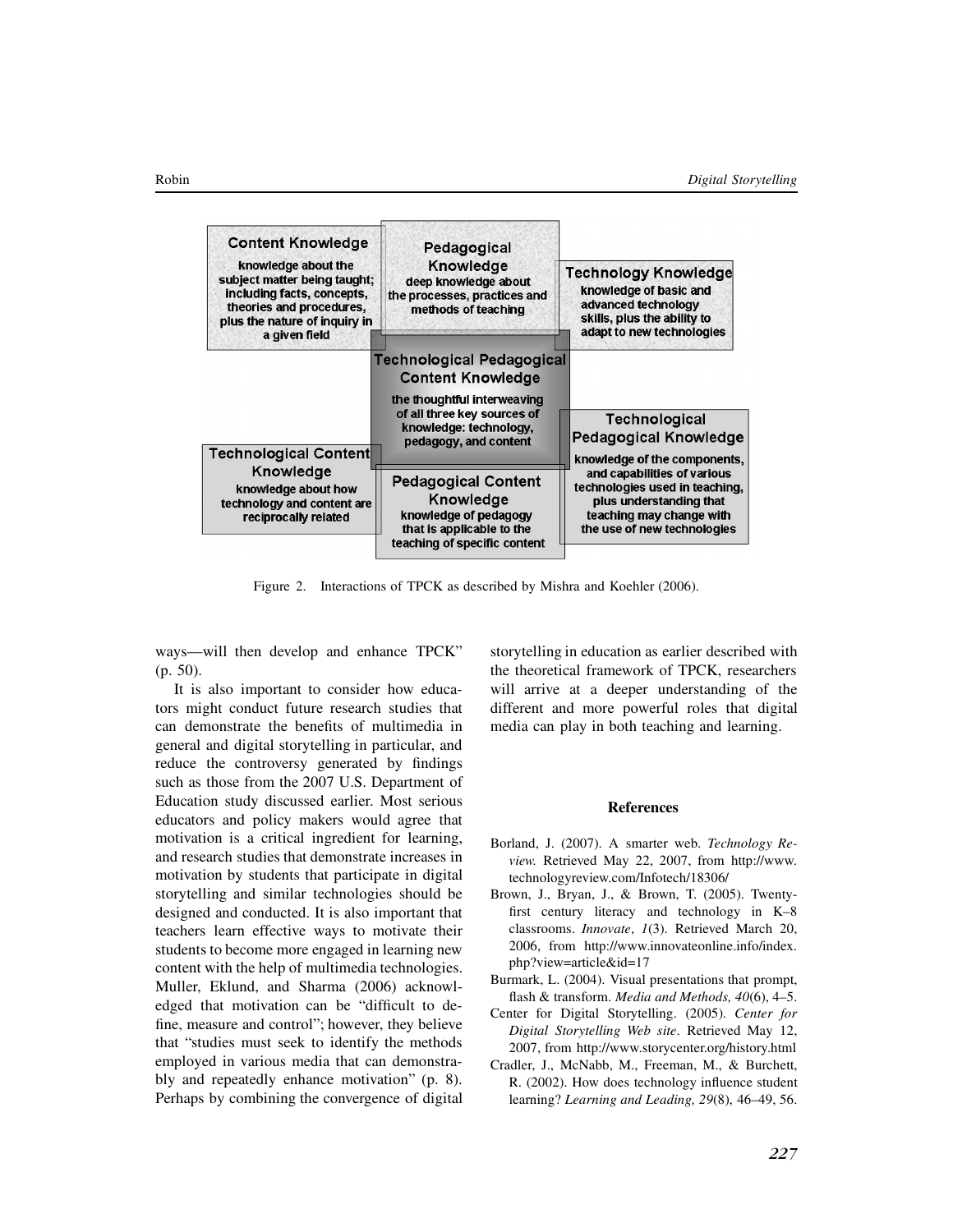**Content Knowledge**
knowledge about the subject matter being taught; including facts, concepts, theories and procedures, plus the nature of inquiry in a given field

**Pedagogical Knowledge**
deep knowledge about the processes, practices and methods of teaching

**Technology Knowledge**
knowledge of basic and advanced technology skills, plus the ability to adapt to new technologies

**Technological Pedagogical Content Knowledge**
the thoughtful interweaving of all three key sources of knowledge: technology, pedagogy, and content

**Technological Content Knowledge**
knowledge about how technology and content are reciprocally related

**Pedagogical Content Knowledge**
knowledge of pedagogy that is applicable to the teaching of specific content

**Technological Pedagogical Knowledge**
knowledge of the components, and capabilities of various technologies used in teaching, plus understanding that teaching may change with the use of new technologies

Figure 2. Interactions of TPCK as described by Mishra and Koehler (2006).

ways—will then develop and enhance TPCK" (p. 50).

It is also important to consider how educators might conduct future research studies that can demonstrate the benefits of multimedia in general and digital storytelling in particular, and reduce the controversy generated by findings such as those from the 2007 U.S. Department of Education study discussed earlier. Most serious educators and policy makers would agree that motivation is a critical ingredient for learning, and research studies that demonstrate increases in motivation by students that participate in digital storytelling and similar technologies should be designed and conducted. It is also important that teachers learn effective ways to motivate their students to become more engaged in learning new content with the help of multimedia technologies. Muller, Eklund, and Sharma (2006) acknowledged that motivation can be "difficult to define, measure and control"; however, they believe that "studies must seek to identify the methods employed in various media that can demonstrably and repeatedly enhance motivation" (p. 8). Perhaps by combining the convergence of digital storytelling in education as earlier described with the theoretical framework of TPCK, researchers will arrive at a deeper understanding of the different and more powerful roles that digital media can play in both teaching and learning.

## References

Borland, J. (2007). A smarter web. *Technology Review.* Retrieved May 22, 2007, from http://www.technologyreview.com/Infotech/18306/

Brown, J., Bryan, J., & Brown, T. (2005). Twenty-first century literacy and technology in K–8 classrooms. *Innovate*, *1*(3). Retrieved March 20, 2006, from http://www.innovateonline.info/index.php?view=article&id=17

Burmark, L. (2004). Visual presentations that prompt, flash & transform. *Media and Methods, 40*(6), 4–5.

Center for Digital Storytelling. (2005). *Center for Digital Storytelling Web site*. Retrieved May 12, 2007, from http://www.storycenter.org/history.html

Cradler, J., McNabb, M., Freeman, M., & Burchett, R. (2002). How does technology influence student learning? *Learning and Leading, 29*(8), 46–49, 56.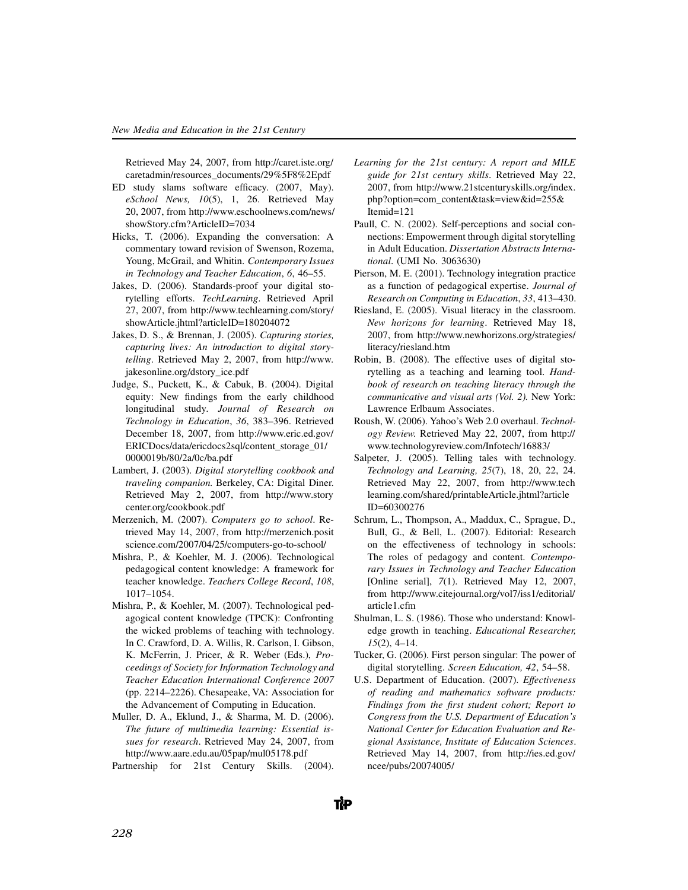Retrieved May 24, 2007, from http://caret.iste.org/caretadmin/resources_documents/29%5F8%2Epdf

ED study slams software efficacy. (2007, May). *eSchool News, 10*(5), 1, 26. Retrieved May 20, 2007, from http://www.eschoolnews.com/news/showStory.cfm?ArticleID=7034

Hicks, T. (2006). Expanding the conversation: A commentary toward revision of Swenson, Rozema, Young, McGrail, and Whitin. *Contemporary Issues in Technology and Teacher Education*, *6*, 46–55.

Jakes, D. (2006). Standards-proof your digital storytelling efforts. *TechLearning*. Retrieved April 27, 2007, from http://www.techlearning.com/story/showArticle.jhtml?articleID=180204072

Jakes, D. S., & Brennan, J. (2005). *Capturing stories, capturing lives: An introduction to digital storytelling*. Retrieved May 2, 2007, from http://www.jakesonline.org/dstory_ice.pdf

Judge, S., Puckett, K., & Cabuk, B. (2004). Digital equity: New findings from the early childhood longitudinal study. *Journal of Research on Technology in Education*, *36*, 383–396. Retrieved December 18, 2007, from http://www.eric.ed.gov/ERICDocs/data/ericdocs2sql/content_storage_01/0000019b/80/2a/0c/ba.pdf

Lambert, J. (2003). *Digital storytelling cookbook and traveling companion.* Berkeley, CA: Digital Diner. Retrieved May 2, 2007, from http://www.storycenter.org/cookbook.pdf

Merzenich, M. (2007). *Computers go to school*. Retrieved May 14, 2007, from http://merzenich.positscience.com/2007/04/25/computers-go-to-school/

Mishra, P., & Koehler, M. J. (2006). Technological pedagogical content knowledge: A framework for teacher knowledge. *Teachers College Record*, *108*, 1017–1054.

Mishra, P., & Koehler, M. (2007). Technological pedagogical content knowledge (TPCK): Confronting the wicked problems of teaching with technology. In C. Crawford, D. A. Willis, R. Carlson, I. Gibson, K. McFerrin, J. Pricer, & R. Weber (Eds.), *Proceedings of Society for Information Technology and Teacher Education International Conference 2007* (pp. 2214–2226). Chesapeake, VA: Association for the Advancement of Computing in Education.

Muller, D. A., Eklund, J., & Sharma, M. D. (2006). *The future of multimedia learning: Essential issues for research*. Retrieved May 24, 2007, from http://www.aare.edu.au/05pap/mul05178.pdf

Partnership for 21st Century Skills. (2004). *Learning for the 21st century: A report and MILE guide for 21st century skills*. Retrieved May 22, 2007, from http://www.21stcenturyskills.org/index.php?option=com_content&task=view&id=255&Itemid=121

Paull, C. N. (2002). Self-perceptions and social connections: Empowerment through digital storytelling in Adult Education. *Dissertation Abstracts International*. (UMI No. 3063630)

Pierson, M. E. (2001). Technology integration practice as a function of pedagogical expertise. *Journal of Research on Computing in Education*, *33*, 413–430.

Riesland, E. (2005). Visual literacy in the classroom. *New horizons for learning*. Retrieved May 18, 2007, from http://www.newhorizons.org/strategies/literacy/riesland.htm

Robin, B. (2008). The effective uses of digital storytelling as a teaching and learning tool. *Handbook of research on teaching literacy through the communicative and visual arts (Vol. 2).* New York: Lawrence Erlbaum Associates.

Roush, W. (2006). Yahoo's Web 2.0 overhaul. *Technology Review.* Retrieved May 22, 2007, from http://www.technologyreview.com/Infotech/16883/

Salpeter, J. (2005). Telling tales with technology. *Technology and Learning, 25*(7), 18, 20, 22, 24. Retrieved May 22, 2007, from http://www.techlearning.com/shared/printableArticle.jhtml?articleID=60300276

Schrum, L., Thompson, A., Maddux, C., Sprague, D., Bull, G., & Bell, L. (2007). Editorial: Research on the effectiveness of technology in schools: The roles of pedagogy and content. *Contemporary Issues in Technology and Teacher Education* [Online serial], *7*(1). Retrieved May 12, 2007, from http://www.citejournal.org/vol7/iss1/editorial/article1.cfm

Shulman, L. S. (1986). Those who understand: Knowledge growth in teaching. *Educational Researcher, 15*(2), 4–14.

Tucker, G. (2006). First person singular: The power of digital storytelling. *Screen Education, 42*, 54–58.

U.S. Department of Education. (2007). *Effectiveness of reading and mathematics software products: Findings from the first student cohort; Report to Congress from the U.S. Department of Education's National Center for Education Evaluation and Regional Assistance, Institute of Education Sciences*. Retrieved May 14, 2007, from http://ies.ed.gov/ncee/pubs/20074005/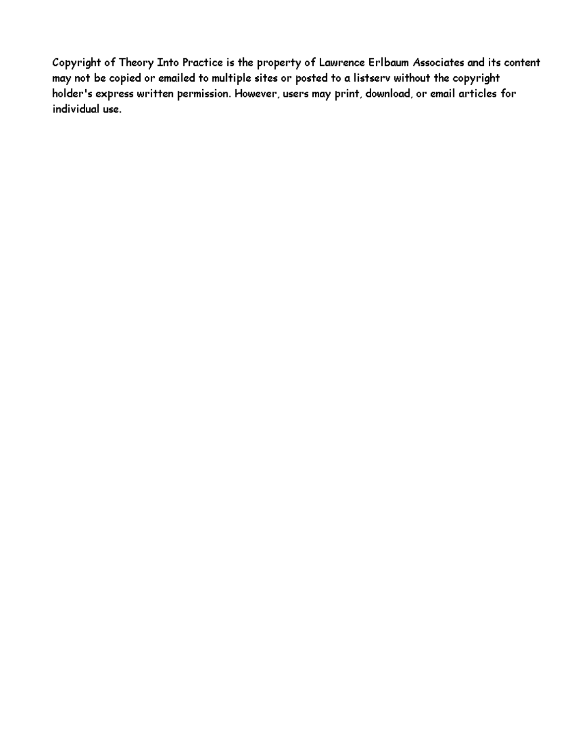Copyright of Theory Into Practice is the property of Lawrence Erlbaum Associates and its content may not be copied or emailed to multiple sites or posted to a listserv without the copyright holder's express written permission. However, users may print, download, or email articles for individual use.